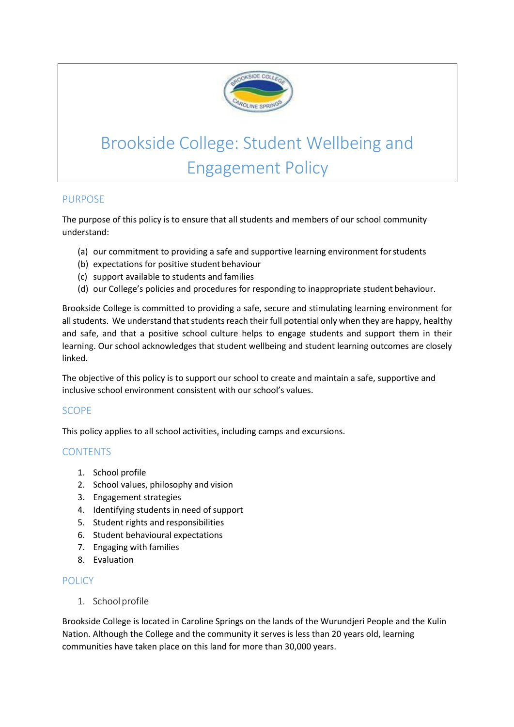# Brookside College: Student Wellbeing and Engagement Policy

## PURPOSE

The purpose of this policy is to ensure that all students and members of our school community understand:

(a) our commitment to providing a safe and supportive learning environment for students
(b) expectations for positive student behaviour
(c) support available to students and families
(d) our College's policies and procedures for responding to inappropriate student behaviour.

Brookside College is committed to providing a safe, secure and stimulating learning environment for all students. We understand that students reach their full potential only when they are happy, healthy and safe, and that a positive school culture helps to engage students and support them in their learning. Our school acknowledges that student wellbeing and student learning outcomes are closely linked.

The objective of this policy is to support our school to create and maintain a safe, supportive and inclusive school environment consistent with our school's values.

## SCOPE

This policy applies to all school activities, including camps and excursions.

## CONTENTS

1. School profile
2. School values, philosophy and vision
3. Engagement strategies
4. Identifying students in need of support
5. Student rights and responsibilities
6. Student behavioural expectations
7. Engaging with families
8. Evaluation

## POLICY

### 1. School profile

Brookside College is located in Caroline Springs on the lands of the Wurundjeri People and the Kulin Nation. Although the College and the community it serves is less than 20 years old, learning communities have taken place on this land for more than 30,000 years.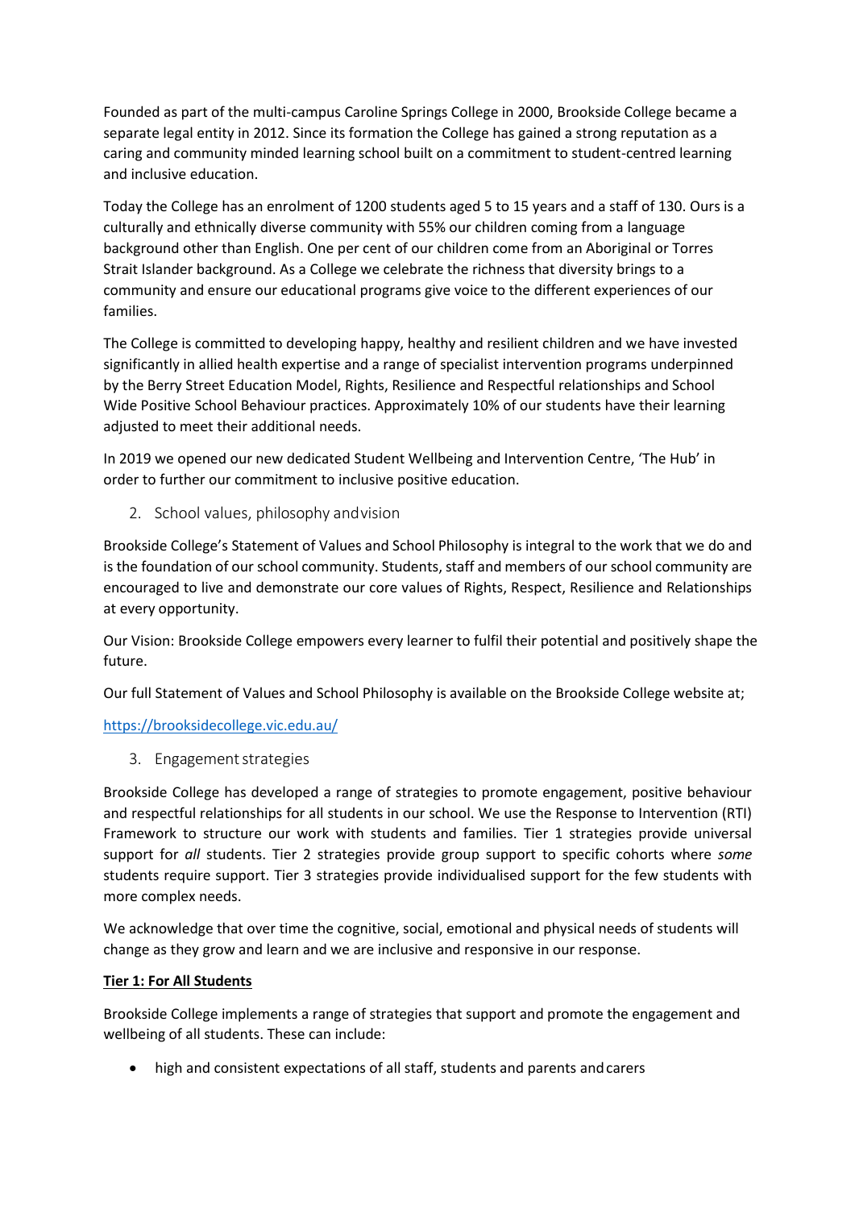Founded as part of the multi-campus Caroline Springs College in 2000, Brookside College became a separate legal entity in 2012. Since its formation the College has gained a strong reputation as a caring and community minded learning school built on a commitment to student-centred learning and inclusive education.

Today the College has an enrolment of 1200 students aged 5 to 15 years and a staff of 130. Ours is a culturally and ethnically diverse community with 55% our children coming from a language background other than English. One per cent of our children come from an Aboriginal or Torres Strait Islander background. As a College we celebrate the richness that diversity brings to a community and ensure our educational programs give voice to the different experiences of our families.

The College is committed to developing happy, healthy and resilient children and we have invested significantly in allied health expertise and a range of specialist intervention programs underpinned by the Berry Street Education Model, Rights, Resilience and Respectful relationships and School Wide Positive School Behaviour practices. Approximately 10% of our students have their learning adjusted to meet their additional needs.

In 2019 we opened our new dedicated Student Wellbeing and Intervention Centre, 'The Hub' in order to further our commitment to inclusive positive education.

## 2. School values, philosophy and vision

Brookside College's Statement of Values and School Philosophy is integral to the work that we do and is the foundation of our school community. Students, staff and members of our school community are encouraged to live and demonstrate our core values of Rights, Respect, Resilience and Relationships at every opportunity.

Our Vision: Brookside College empowers every learner to fulfil their potential and positively shape the future.

Our full Statement of Values and School Philosophy is available on the Brookside College website at;

https://brooksidecollege.vic.edu.au/

## 3. Engagement strategies

Brookside College has developed a range of strategies to promote engagement, positive behaviour and respectful relationships for all students in our school. We use the Response to Intervention (RTI) Framework to structure our work with students and families. Tier 1 strategies provide universal support for *all* students. Tier 2 strategies provide group support to specific cohorts where *some* students require support. Tier 3 strategies provide individualised support for the few students with more complex needs.

We acknowledge that over time the cognitive, social, emotional and physical needs of students will change as they grow and learn and we are inclusive and responsive in our response.

**Tier 1: For All Students**

Brookside College implements a range of strategies that support and promote the engagement and wellbeing of all students. These can include:

- high and consistent expectations of all staff, students and parents and carers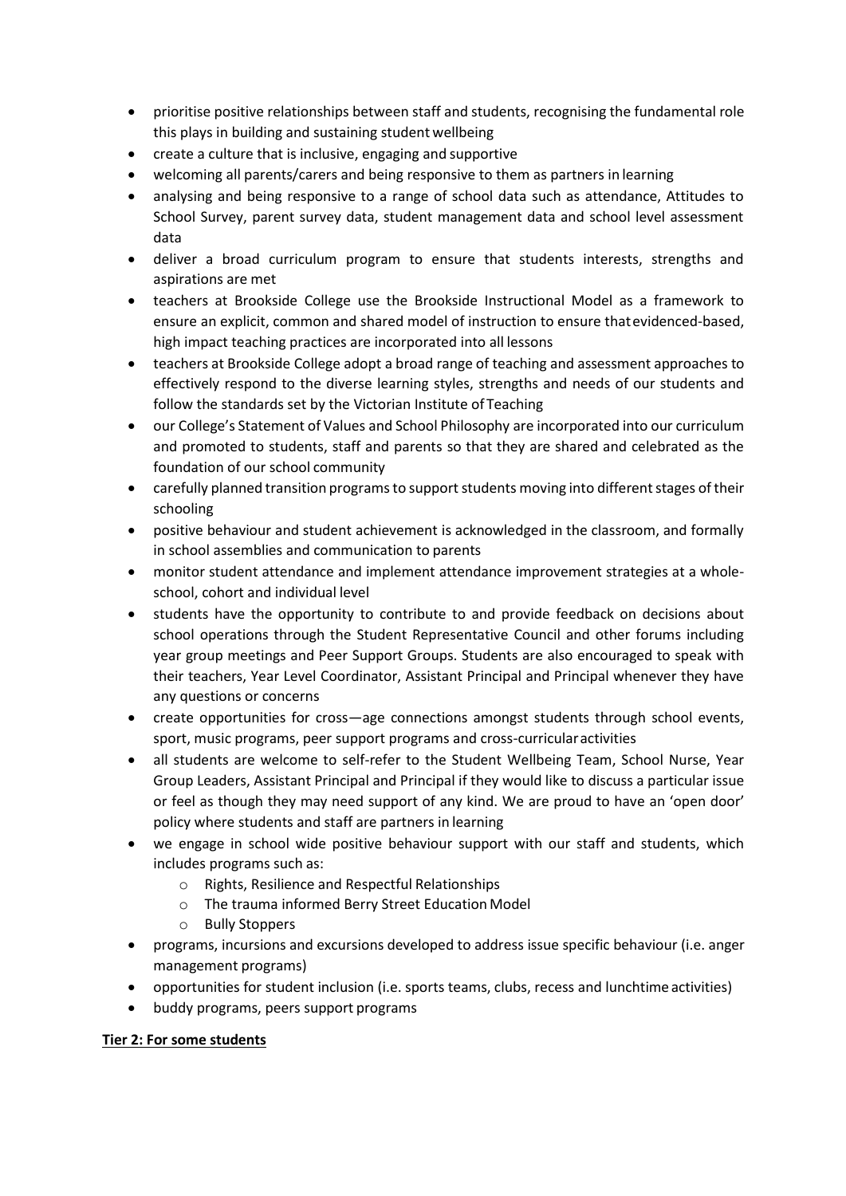- prioritise positive relationships between staff and students, recognising the fundamental role this plays in building and sustaining student wellbeing
- create a culture that is inclusive, engaging and supportive
- welcoming all parents/carers and being responsive to them as partners in learning
- analysing and being responsive to a range of school data such as attendance, Attitudes to School Survey, parent survey data, student management data and school level assessment data
- deliver a broad curriculum program to ensure that students interests, strengths and aspirations are met
- teachers at Brookside College use the Brookside Instructional Model as a framework to ensure an explicit, common and shared model of instruction to ensure that evidenced-based, high impact teaching practices are incorporated into all lessons
- teachers at Brookside College adopt a broad range of teaching and assessment approaches to effectively respond to the diverse learning styles, strengths and needs of our students and follow the standards set by the Victorian Institute of Teaching
- our College's Statement of Values and School Philosophy are incorporated into our curriculum and promoted to students, staff and parents so that they are shared and celebrated as the foundation of our school community
- carefully planned transition programs to support students moving into different stages of their schooling
- positive behaviour and student achievement is acknowledged in the classroom, and formally in school assemblies and communication to parents
- monitor student attendance and implement attendance improvement strategies at a whole-school, cohort and individual level
- students have the opportunity to contribute to and provide feedback on decisions about school operations through the Student Representative Council and other forums including year group meetings and Peer Support Groups. Students are also encouraged to speak with their teachers, Year Level Coordinator, Assistant Principal and Principal whenever they have any questions or concerns
- create opportunities for cross—age connections amongst students through school events, sport, music programs, peer support programs and cross-curricular activities
- all students are welcome to self-refer to the Student Wellbeing Team, School Nurse, Year Group Leaders, Assistant Principal and Principal if they would like to discuss a particular issue or feel as though they may need support of any kind. We are proud to have an 'open door' policy where students and staff are partners in learning
- we engage in school wide positive behaviour support with our staff and students, which includes programs such as:
  - Rights, Resilience and Respectful Relationships
  - The trauma informed Berry Street Education Model
  - Bully Stoppers
- programs, incursions and excursions developed to address issue specific behaviour (i.e. anger management programs)
- opportunities for student inclusion (i.e. sports teams, clubs, recess and lunchtime activities)
- buddy programs, peers support programs

**Tier 2: For some students**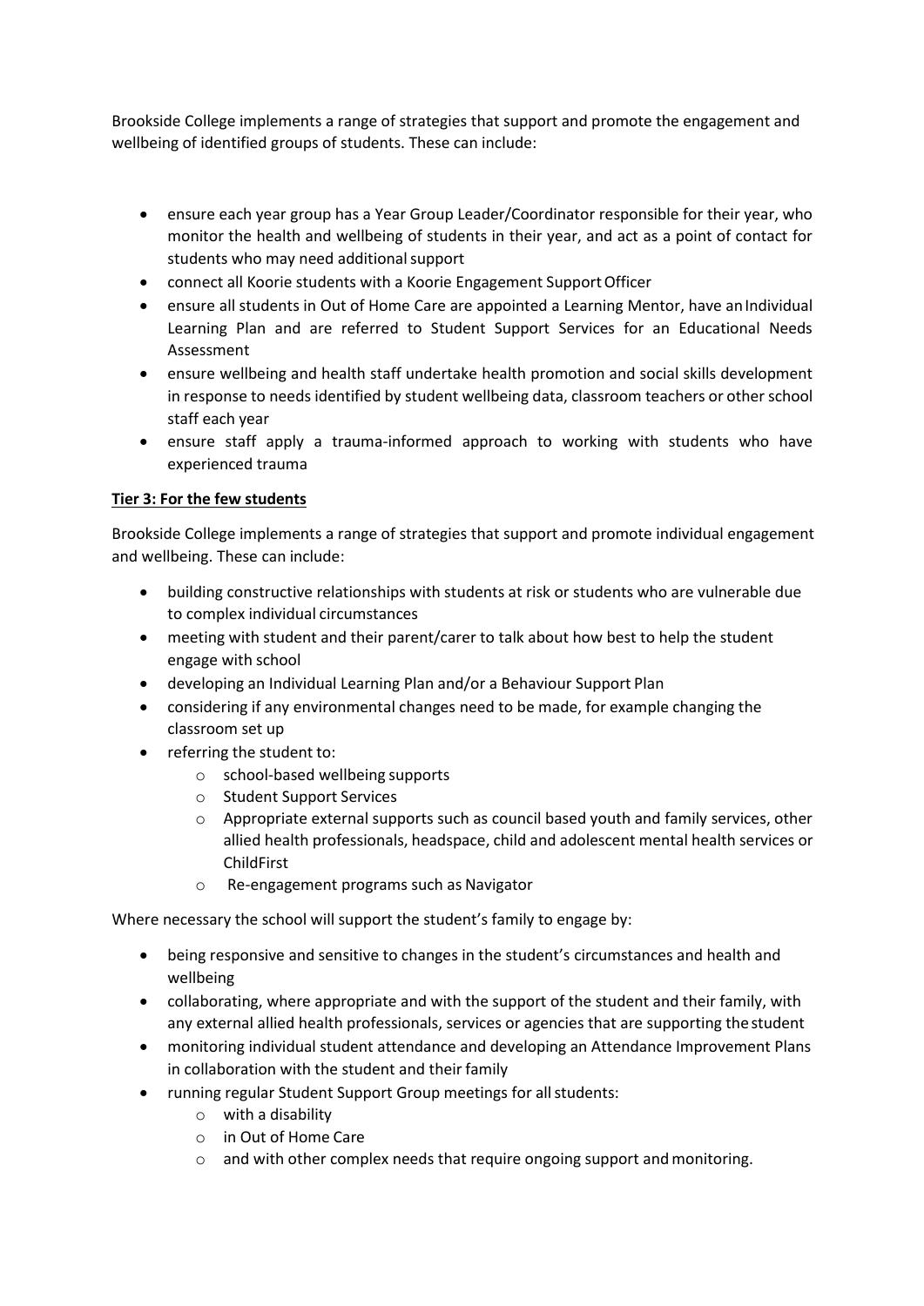Brookside College implements a range of strategies that support and promote the engagement and wellbeing of identified groups of students. These can include:

- ensure each year group has a Year Group Leader/Coordinator responsible for their year, who monitor the health and wellbeing of students in their year, and act as a point of contact for students who may need additional support
- connect all Koorie students with a Koorie Engagement Support Officer
- ensure all students in Out of Home Care are appointed a Learning Mentor, have an Individual Learning Plan and are referred to Student Support Services for an Educational Needs Assessment
- ensure wellbeing and health staff undertake health promotion and social skills development in response to needs identified by student wellbeing data, classroom teachers or other school staff each year
- ensure staff apply a trauma-informed approach to working with students who have experienced trauma

**<u>Tier 3: For the few students</u>**

Brookside College implements a range of strategies that support and promote individual engagement and wellbeing. These can include:

- building constructive relationships with students at risk or students who are vulnerable due to complex individual circumstances
- meeting with student and their parent/carer to talk about how best to help the student engage with school
- developing an Individual Learning Plan and/or a Behaviour Support Plan
- considering if any environmental changes need to be made, for example changing the classroom set up
- referring the student to:
  - school-based wellbeing supports
  - Student Support Services
  - Appropriate external supports such as council based youth and family services, other allied health professionals, headspace, child and adolescent mental health services or ChildFirst
  - Re-engagement programs such as Navigator

Where necessary the school will support the student's family to engage by:

- being responsive and sensitive to changes in the student's circumstances and health and wellbeing
- collaborating, where appropriate and with the support of the student and their family, with any external allied health professionals, services or agencies that are supporting the student
- monitoring individual student attendance and developing an Attendance Improvement Plans in collaboration with the student and their family
- running regular Student Support Group meetings for all students:
  - with a disability
  - in Out of Home Care
  - and with other complex needs that require ongoing support and monitoring.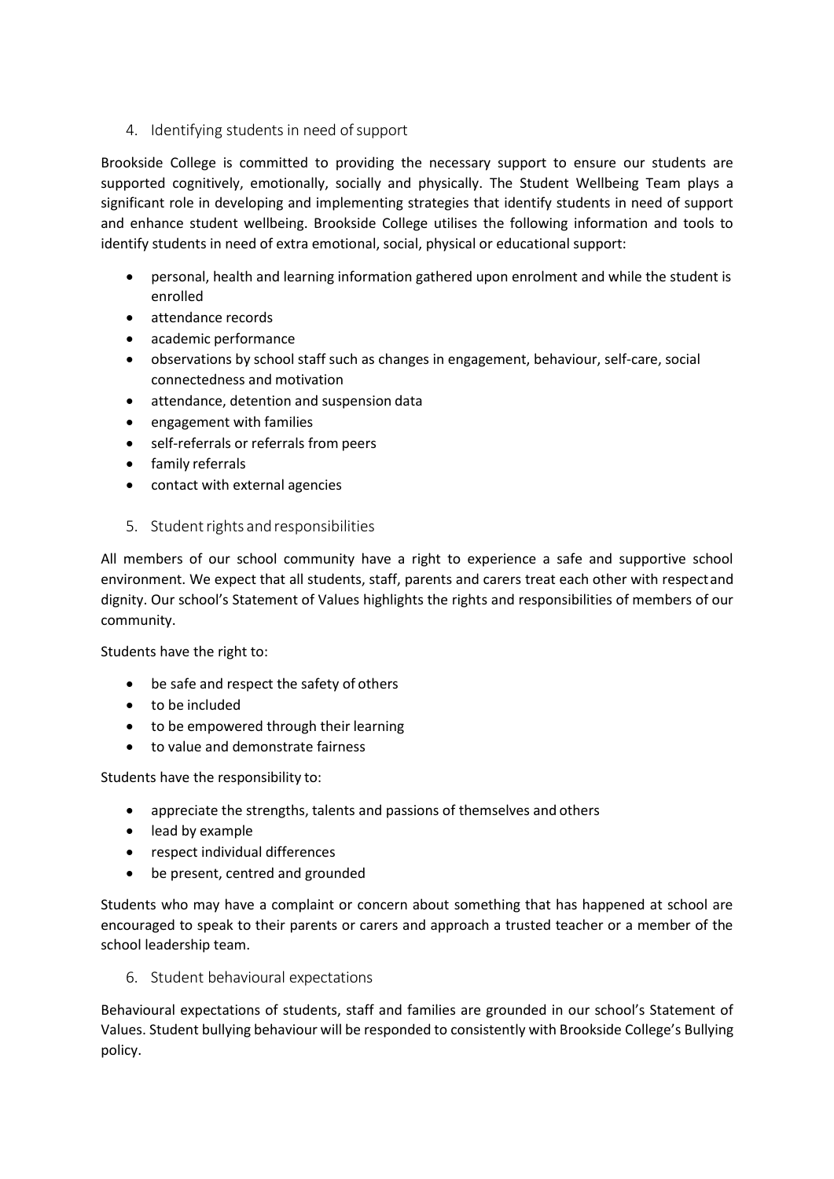## 4. Identifying students in need of support

Brookside College is committed to providing the necessary support to ensure our students are supported cognitively, emotionally, socially and physically. The Student Wellbeing Team plays a significant role in developing and implementing strategies that identify students in need of support and enhance student wellbeing. Brookside College utilises the following information and tools to identify students in need of extra emotional, social, physical or educational support:

- personal, health and learning information gathered upon enrolment and while the student is enrolled
- attendance records
- academic performance
- observations by school staff such as changes in engagement, behaviour, self-care, social connectedness and motivation
- attendance, detention and suspension data
- engagement with families
- self-referrals or referrals from peers
- family referrals
- contact with external agencies

## 5. Student rights and responsibilities

All members of our school community have a right to experience a safe and supportive school environment. We expect that all students, staff, parents and carers treat each other with respect and dignity. Our school's Statement of Values highlights the rights and responsibilities of members of our community.

Students have the right to:

- be safe and respect the safety of others
- to be included
- to be empowered through their learning
- to value and demonstrate fairness

Students have the responsibility to:

- appreciate the strengths, talents and passions of themselves and others
- lead by example
- respect individual differences
- be present, centred and grounded

Students who may have a complaint or concern about something that has happened at school are encouraged to speak to their parents or carers and approach a trusted teacher or a member of the school leadership team.

## 6. Student behavioural expectations

Behavioural expectations of students, staff and families are grounded in our school's Statement of Values. Student bullying behaviour will be responded to consistently with Brookside College's Bullying policy.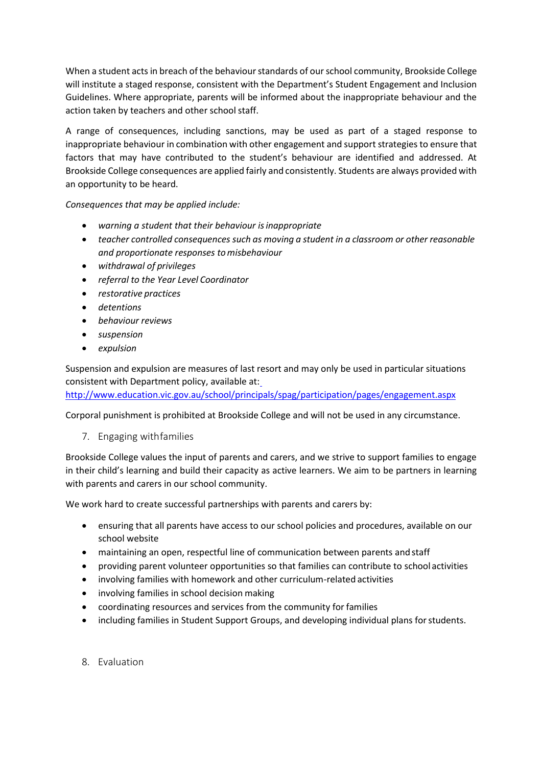When a student acts in breach of the behaviour standards of our school community, Brookside College will institute a staged response, consistent with the Department's Student Engagement and Inclusion Guidelines. Where appropriate, parents will be informed about the inappropriate behaviour and the action taken by teachers and other school staff.

A range of consequences, including sanctions, may be used as part of a staged response to inappropriate behaviour in combination with other engagement and support strategies to ensure that factors that may have contributed to the student's behaviour are identified and addressed. At Brookside College consequences are applied fairly and consistently. Students are always provided with an opportunity to be heard.

*Consequences that may be applied include:*

- *warning a student that their behaviour is inappropriate*
- *teacher controlled consequences such as moving a student in a classroom or other reasonable and proportionate responses to misbehaviour*
- *withdrawal of privileges*
- *referral to the Year Level Coordinator*
- *restorative practices*
- *detentions*
- *behaviour reviews*
- *suspension*
- *expulsion*

Suspension and expulsion are measures of last resort and may only be used in particular situations consistent with Department policy, available at: http://www.education.vic.gov.au/school/principals/spag/participation/pages/engagement.aspx

Corporal punishment is prohibited at Brookside College and will not be used in any circumstance.

## 7. Engaging with families

Brookside College values the input of parents and carers, and we strive to support families to engage in their child's learning and build their capacity as active learners. We aim to be partners in learning with parents and carers in our school community.

We work hard to create successful partnerships with parents and carers by:

- ensuring that all parents have access to our school policies and procedures, available on our school website
- maintaining an open, respectful line of communication between parents and staff
- providing parent volunteer opportunities so that families can contribute to school activities
- involving families with homework and other curriculum-related activities
- involving families in school decision making
- coordinating resources and services from the community for families
- including families in Student Support Groups, and developing individual plans for students.

## 8. Evaluation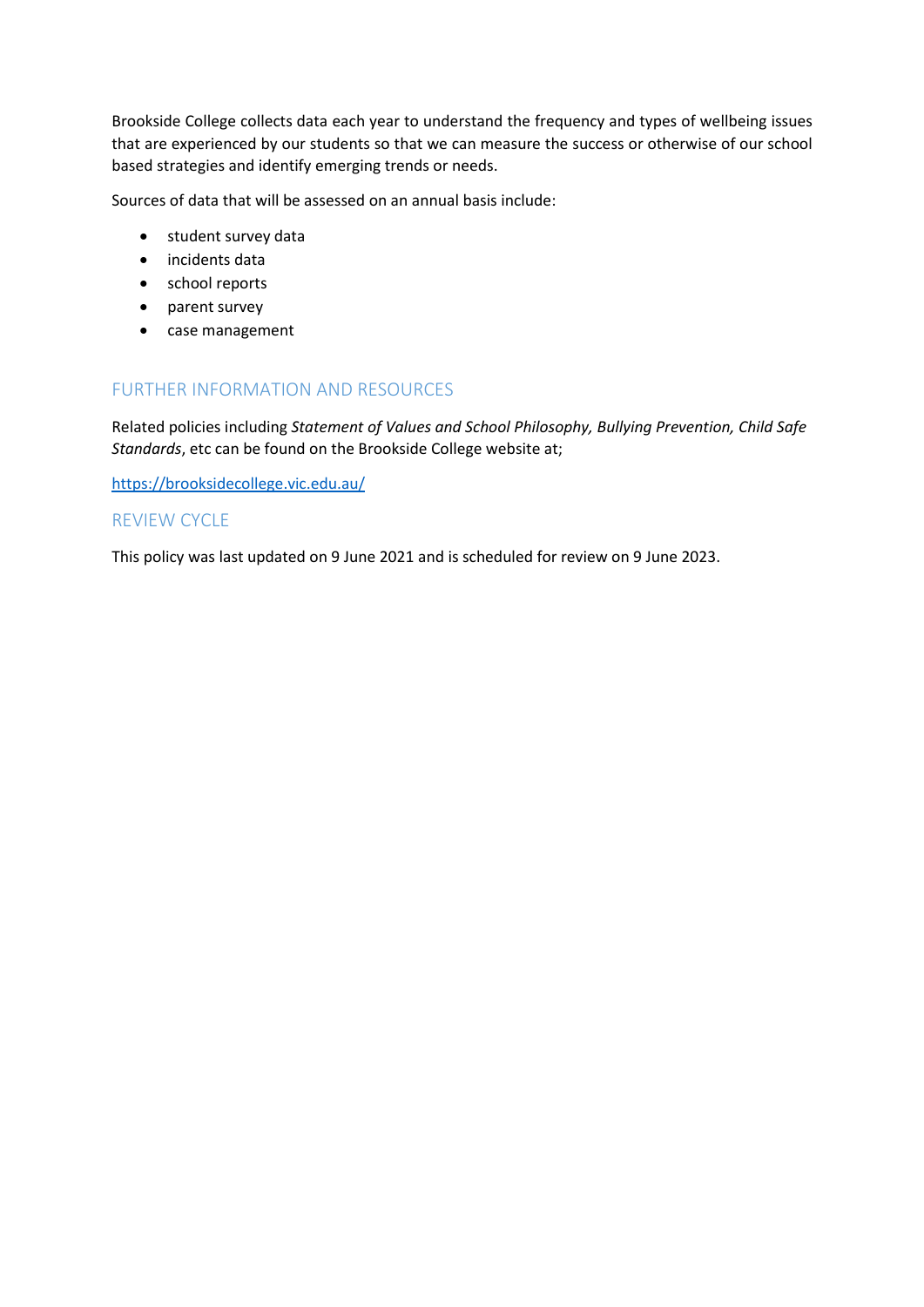Brookside College collects data each year to understand the frequency and types of wellbeing issues that are experienced by our students so that we can measure the success or otherwise of our school based strategies and identify emerging trends or needs.

Sources of data that will be assessed on an annual basis include:

- student survey data
- incidents data
- school reports
- parent survey
- case management

## FURTHER INFORMATION AND RESOURCES

Related policies including *Statement of Values and School Philosophy, Bullying Prevention, Child Safe Standards*, etc can be found on the Brookside College website at;

[https://brooksidecollege.vic.edu.au/](https://brooksidecollege.vic.edu.au/)

## REVIEW CYCLE

This policy was last updated on 9 June 2021 and is scheduled for review on 9 June 2023.